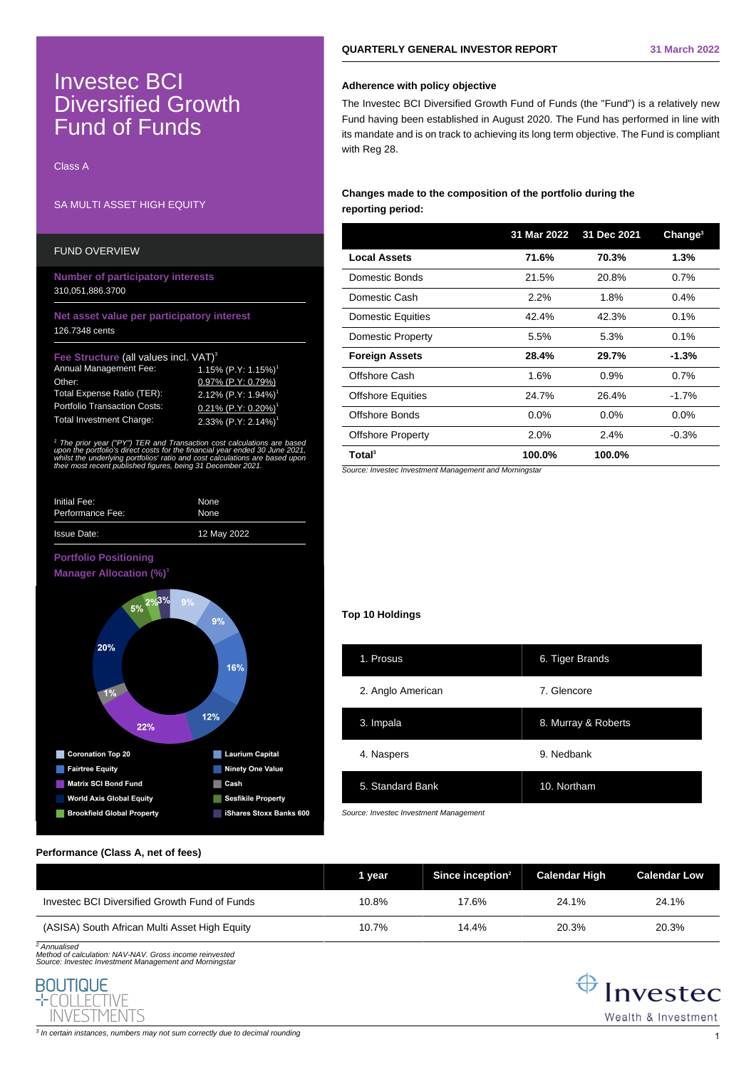# Investec BCI Diversified Growth Fund of Funds

Class A

SA MULTI ASSET HIGH EQUITY

QUARTERLY GENERAL INVESTOR REPORT — 31 March 2022

## FUND OVERVIEW

**Number of participatory interests**
310,051,886.3700

**Net asset value per participatory interest**
126.7348 cents

**Fee Structure** (all values incl. VAT)[3]

| | |
|---|---|
| Annual Management Fee: | 1.15% (P.Y: 1.15%)[1] |
| Other: | 0.97% (P.Y: 0.79%) |
| Total Expense Ratio (TER): | 2.12% (P.Y: 1.94%)[1] |
| Portfolio Transaction Costs: | 0.21% (P.Y: 0.20%)[1] |
| Total Investment Charge: | 2.33% (P.Y: 2.14%)[1] |

*[1] The prior year ("PY") TER and Transaction cost calculations are based upon the portfolio's direct costs for the financial year ended 30 June 2021, whilst the underlying portfolios' ratio and cost calculations are based upon their most recent published figures, being 31 December 2021.*

| | |
|---|---|
| Initial Fee: | None |
| Performance Fee: | None |
| Issue Date: | 12 May 2022 |

### Portfolio Positioning

**Manager Allocation (%)**[3]

- Coronation Top 20: 9%
- Laurium Capital: 9%
- Fairtree Equity: 16%
- Ninety One Value: 12%
- Matrix SCI Bond Fund: 22%
- Cash: 1%
- World Axis Global Equity: 20%
- Sesfikile Property: 5%
- Brookfield Global Property: 2%
- iShares Stoxx Banks 600: 3%

### Adherence with policy objective

The Investec BCI Diversified Growth Fund of Funds (the "Fund") is a relatively new Fund having been established in August 2020. The Fund has performed in line with its mandate and is on track to achieving its long term objective. The Fund is compliant with Reg 28.

### Changes made to the composition of the portfolio during the reporting period:

| | 31 Mar 2022 | 31 Dec 2021 | Change[3] |
|---|---|---|---|
| **Local Assets** | **71.6%** | **70.3%** | **1.3%** |
| Domestic Bonds | 21.5% | 20.8% | 0.7% |
| Domestic Cash | 2.2% | 1.8% | 0.4% |
| Domestic Equities | 42.4% | 42.3% | 0.1% |
| Domestic Property | 5.5% | 5.3% | 0.1% |
| **Foreign Assets** | **28.4%** | **29.7%** | **-1.3%** |
| Offshore Cash | 1.6% | 0.9% | 0.7% |
| Offshore Equities | 24.7% | 26.4% | -1.7% |
| Offshore Bonds | 0.0% | 0.0% | 0.0% |
| Offshore Property | 2.0% | 2.4% | -0.3% |
| **Total**[3] | **100.0%** | **100.0%** | |

*Source: Investec Investment Management and Morningstar*

### Top 10 Holdings

| | |
|---|---|
| 1. Prosus | 6. Tiger Brands |
| 2. Anglo American | 7. Glencore |
| 3. Impala | 8. Murray & Roberts |
| 4. Naspers | 9. Nedbank |
| 5. Standard Bank | 10. Northam |

*Source: Investec Investment Management*

### Performance (Class A, net of fees)

| | 1 year | Since inception[2] | Calendar High | Calendar Low |
|---|---|---|---|---|
| Investec BCI Diversified Growth Fund of Funds | 10.8% | 17.6% | 24.1% | 24.1% |
| (ASISA) South African Multi Asset High Equity | 10.7% | 14.4% | 20.3% | 20.3% |

*[2] Annualised*
*Method of calculation: NAV-NAV. Gross income reinvested*
*Source: Investec Investment Management and Morningstar*

BOUTIQUE COLLECTIVE INVESTMENTS

Investec Wealth & Investment

*[3] In certain instances, numbers may not sum correctly due to decimal rounding*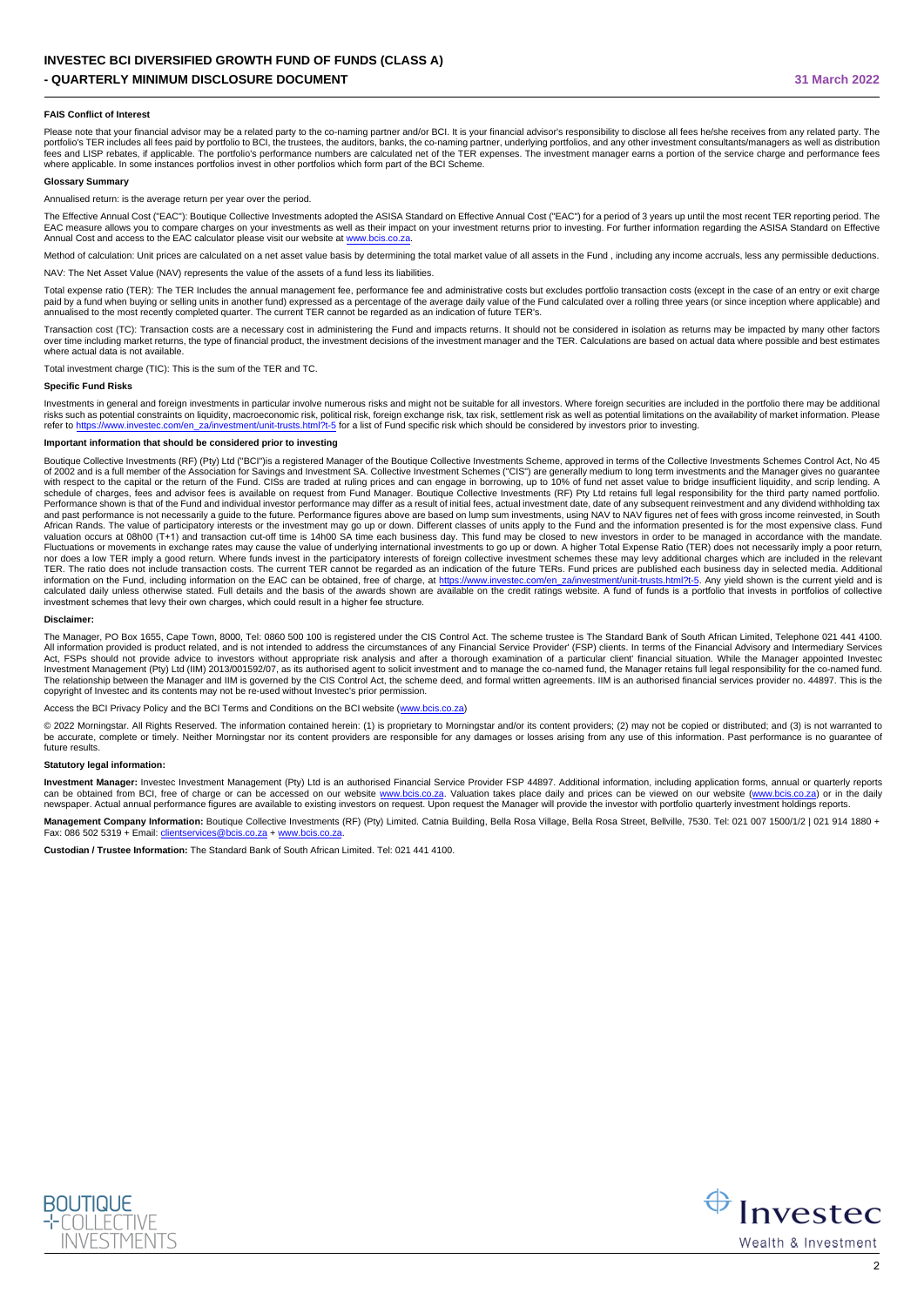**FAIS Conflict of Interest**

Please note that your financial advisor may be a related party to the co-naming partner and/or BCI. It is your financial advisor's responsibility to disclose all fees he/she receives from any related party. The portfolio's TER includes all fees paid by portfolio to BCI, the trustees, the auditors, banks, the co-naming partner, underlying portfolios, and any other investment consultants/managers as well as distribution fees and LISP rebates, if applicable. The portfolio's performance numbers are calculated net of the TER expenses. The investment manager earns a portion of the service charge and performance fees where applicable. In some instances portfolios invest in other portfolios which form part of the BCI Scheme.

**Glossary Summary**

Annualised return: is the average return per year over the period.

The Effective Annual Cost ("EAC"): Boutique Collective Investments adopted the ASISA Standard on Effective Annual Cost ("EAC") for a period of 3 years up until the most recent TER reporting period. The EAC measure allows you to compare charges on your investments as well as their impact on your investment returns prior to investing. For further information regarding the ASISA Standard on Effective Annual Cost and access to the EAC calculator please visit our website at www.bcis.co.za.

Method of calculation: Unit prices are calculated on a net asset value basis by determining the total market value of all assets in the Fund , including any income accruals, less any permissible deductions.

NAV: The Net Asset Value (NAV) represents the value of the assets of a fund less its liabilities.

Total expense ratio (TER): The TER Includes the annual management fee, performance fee and administrative costs but excludes portfolio transaction costs (except in the case of an entry or exit charge paid by a fund when buying or selling units in another fund) expressed as a percentage of the average daily value of the Fund calculated over a rolling three years (or since inception where applicable) and annualised to the most recently completed quarter. The current TER cannot be regarded as an indication of future TER's.

Transaction cost (TC): Transaction costs are a necessary cost in administering the Fund and impacts returns. It should not be considered in isolation as returns may be impacted by many other factors over time including market returns, the type of financial product, the investment decisions of the investment manager and the TER. Calculations are based on actual data where possible and best estimates where actual data is not available.

Total investment charge (TIC): This is the sum of the TER and TC.

**Specific Fund Risks**

Investments in general and foreign investments in particular involve numerous risks and might not be suitable for all investors. Where foreign securities are included in the portfolio there may be additional risks such as potential constraints on liquidity, macroeconomic risk, political risk, foreign exchange risk, tax risk, settlement risk as well as potential limitations on the availability of market information. Please refer to https://www.investec.com/en_za/investment/unit-trusts.html?t-5 for a list of Fund specific risk which should be considered by investors prior to investing.

**Important information that should be considered prior to investing**

Boutique Collective Investments (RF) (Pty) Ltd ("BCI")is a registered Manager of the Boutique Collective Investments Scheme, approved in terms of the Collective Investments Schemes Control Act, No 45 of 2002 and is a full member of the Association for Savings and Investment SA. Collective Investment Schemes ("CIS") are generally medium to long term investments and the Manager gives no guarantee with respect to the capital or the return of the Fund. CISs are traded at ruling prices and can engage in borrowing, up to 10% of fund net asset value to bridge insufficient liquidity, and scrip lending. A schedule of charges, fees and advisor fees is available on request from Fund Manager. Boutique Collective Investments (RF) Pty Ltd retains full legal responsibility for the third party named portfolio. Performance shown is that of the Fund and individual investor performance may differ as a result of initial fees, actual investment date, date of any subsequent reinvestment and any dividend withholding tax and past performance is not necessarily a guide to the future. Performance figures above are based on lump sum investments, using NAV to NAV figures net of fees with gross income reinvested, in South African Rands. The value of participatory interests or the investment may go up or down. Different classes of units apply to the Fund and the information presented is for the most expensive class. Fund valuation occurs at 08h00 (T+1) and transaction cut-off time is 14h00 SA time each business day. This fund may be closed to new investors in order to be managed in accordance with the mandate. Fluctuations or movements in exchange rates may cause the value of underlying international investments to go up or down. A higher Total Expense Ratio (TER) does not necessarily imply a poor return, nor does a low TER imply a good return. Where funds invest in the participatory interests of foreign collective investment schemes these may levy additional charges which are included in the relevant TER. The ratio does not include transaction costs. The current TER cannot be regarded as an indication of the future TERs. Fund prices are published each business day in selected media. Additional information on the Fund, including information on the EAC can be obtained, free of charge, at https://www.investec.com/en_za/investment/unit-trusts.html?t-5. Any yield shown is the current yield and is calculated daily unless otherwise stated. Full details and the basis of the awards shown are available on the credit ratings website. A fund of funds is a portfolio that invests in portfolios of collective investment schemes that levy their own charges, which could result in a higher fee structure.

**Disclaimer:**

The Manager, PO Box 1655, Cape Town, 8000, Tel: 0860 500 100 is registered under the CIS Control Act. The scheme trustee is The Standard Bank of South African Limited, Telephone 021 441 4100. All information provided is product related, and is not intended to address the circumstances of any Financial Service Provider' (FSP) clients. In terms of the Financial Advisory and Intermediary Services Act, FSPs should not provide advice to investors without appropriate risk analysis and after a thorough examination of a particular client' financial situation. While the Manager appointed Investec Investment Management (Pty) Ltd (IIM) 2013/001592/07, as its authorised agent to solicit investment and to manage the co-named fund, the Manager retains full legal responsibility for the co-named fund. The relationship between the Manager and IIM is governed by the CIS Control Act, the scheme deed, and formal written agreements. IIM is an authorised financial services provider no. 44897. This is the copyright of Investec and its contents may not be re-used without Investec's prior permission.

Access the BCI Privacy Policy and the BCI Terms and Conditions on the BCI website (www.bcis.co.za)

© 2022 Morningstar. All Rights Reserved. The information contained herein: (1) is proprietary to Morningstar and/or its content providers; (2) may not be copied or distributed; and (3) is not warranted to be accurate, complete or timely. Neither Morningstar nor its content providers are responsible for any damages or losses arising from any use of this information. Past performance is no guarantee of future results.

**Statutory legal information:**

**Investment Manager:** Investec Investment Management (Pty) Ltd is an authorised Financial Service Provider FSP 44897. Additional information, including application forms, annual or quarterly reports can be obtained from BCI, free of charge or can be accessed on our website www.bcis.co.za. Valuation takes place daily and prices can be viewed on our website (www.bcis.co.za) or in the daily newspaper. Actual annual performance figures are available to existing investors on request. Upon request the Manager will provide the investor with portfolio quarterly investment holdings reports.

**Management Company Information:** Boutique Collective Investments (RF) (Pty) Limited. Catnia Building, Bella Rosa Village, Bella Rosa Street, Bellville, 7530. Tel: 021 007 1500/1/2 | 021 914 1880 + Fax: 086 502 5319 + Email: clientservices@bcis.co.za + www.bcis.co.za.

**Custodian / Trustee Information:** The Standard Bank of South African Limited. Tel: 021 441 4100.